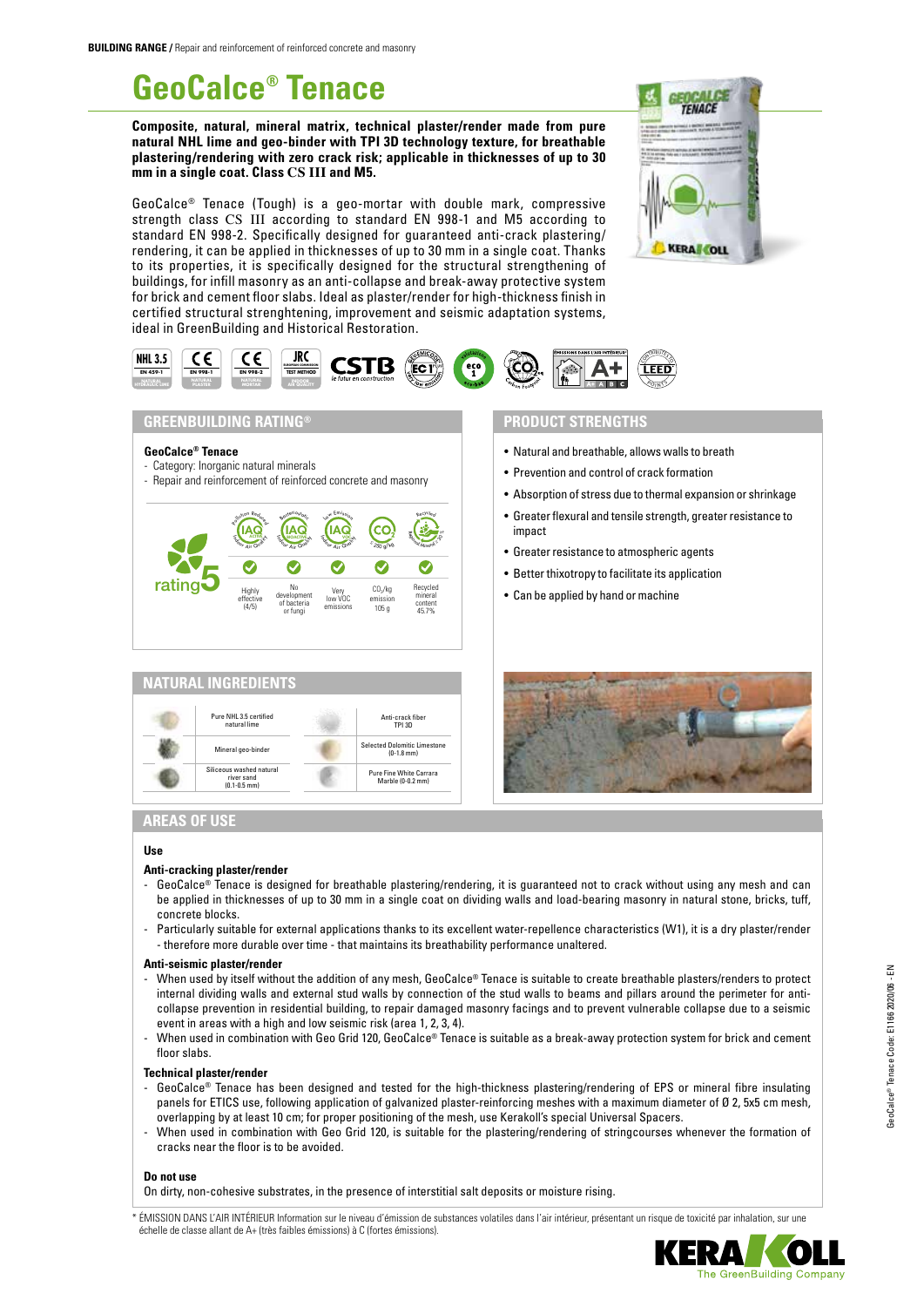BUILDING RANGE / Repair and reinforcement of reinforced concrete and masonry

# GeoCalce® Tenace

**Composite, natural, mineral matrix, technical plaster/render made from pure natural NHL lime and geo-binder with TPI 3D technology texture, for breathable plastering/rendering with zero crack risk; applicable in thicknesses of up to 30 mm in a single coat. Class CS III and M5.**

GeoCalce® Tenace (Tough) is a geo-mortar with double mark, compressive strength class CS III according to standard EN 998-1 and M5 according to standard EN 998-2. Specifically designed for guaranteed anti-crack plastering/rendering, it can be applied in thicknesses of up to 30 mm in a single coat. Thanks to its properties, it is specifically designed for the structural strengthening of buildings, for infill masonry as an anti-collapse and break-away protective system for brick and cement floor slabs. Ideal as plaster/render for high-thickness finish in certified structural strenghtening, improvement and seismic adaptation systems, ideal in GreenBuilding and Historical Restoration.

## GREENBUILDING RATING®

**GeoCalce® Tenace**
- Category: Inorganic natural minerals
- Repair and reinforcement of reinforced concrete and masonry

rating 5

| Highly effective (4/5) | No development of bacteria or fungi | Very low VOC emissions | $CO_2$/kg emission 105 g | Recycled mineral content 45.7% |
|---|---|---|---|---|

## PRODUCT STRENGTHS

- Natural and breathable, allows walls to breath
- Prevention and control of crack formation
- Absorption of stress due to thermal expansion or shrinkage
- Greater flexural and tensile strength, greater resistance to impact
- Greater resistance to atmospheric agents
- Better thixotropy to facilitate its application
- Can be applied by hand or machine

## NATURAL INGREDIENTS

| | |
|---|---|
| Pure NHL 3.5 certified natural lime | Anti-crack fiber TPI 3D |
| Mineral geo-binder | Selected Dolomitic Limestone (0-1.8 mm) |
| Siliceous washed natural river sand (0.1-0.5 mm) | Pure Fine White Carrara Marble (0-0.2 mm) |

## AREAS OF USE

**Use**

**Anti-cracking plaster/render**
- GeoCalce® Tenace is designed for breathable plastering/rendering, it is guaranteed not to crack without using any mesh and can be applied in thicknesses of up to 30 mm in a single coat on dividing walls and load-bearing masonry in natural stone, bricks, tuff, concrete blocks.
- Particularly suitable for external applications thanks to its excellent water-repellence characteristics (W1), it is a dry plaster/render - therefore more durable over time - that maintains its breathability performance unaltered.

**Anti-seismic plaster/render**
- When used by itself without the addition of any mesh, GeoCalce® Tenace is suitable to create breathable plasters/renders to protect internal dividing walls and external stud walls by connection of the stud walls to beams and pillars around the perimeter for anti-collapse prevention in residential building, to repair damaged masonry facings and to prevent vulnerable collapse due to a seismic event in areas with a high and low seismic risk (area 1, 2, 3, 4).
- When used in combination with Geo Grid 120, GeoCalce® Tenace is suitable as a break-away protection system for brick and cement floor slabs.

**Technical plaster/render**
- GeoCalce® Tenace has been designed and tested for the high-thickness plastering/rendering of EPS or mineral fibre insulating panels for ETICS use, following application of galvanized plaster-reinforcing meshes with a maximum diameter of Ø 2, 5x5 cm mesh, overlapping by at least 10 cm; for proper positioning of the mesh, use Kerakoll's special Universal Spacers.
- When used in combination with Geo Grid 120, is suitable for the plastering/rendering of stringcourses whenever the formation of cracks near the floor is to be avoided.

**Do not use**
On dirty, non-cohesive substrates, in the presence of interstitial salt deposits or moisture rising.

\* ÉMISSION DANS L'AIR INTÉRIEUR Information sur le niveau d'émission de substances volatiles dans l'air intérieur, présentant un risque de toxicité par inhalation, sur une échelle de classe allant de A+ (très faibles émissions) à C (fortes émissions).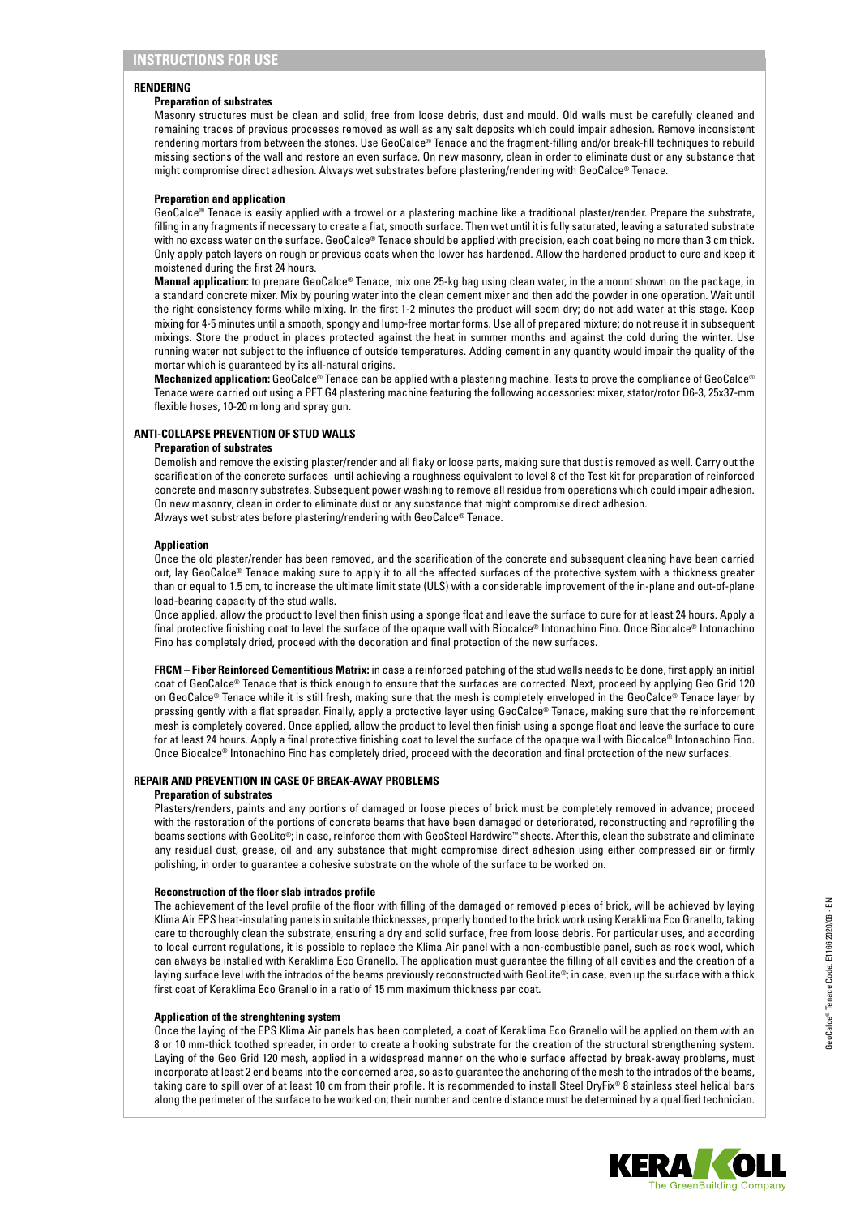## INSTRUCTIONS FOR USE

### RENDERING

#### Preparation of substrates

Masonry structures must be clean and solid, free from loose debris, dust and mould. Old walls must be carefully cleaned and remaining traces of previous processes removed as well as any salt deposits which could impair adhesion. Remove inconsistent rendering mortars from between the stones. Use GeoCalce® Tenace and the fragment-filling and/or break-fill techniques to rebuild missing sections of the wall and restore an even surface. On new masonry, clean in order to eliminate dust or any substance that might compromise direct adhesion. Always wet substrates before plastering/rendering with GeoCalce® Tenace.

#### Preparation and application

GeoCalce® Tenace is easily applied with a trowel or a plastering machine like a traditional plaster/render. Prepare the substrate, filling in any fragments if necessary to create a flat, smooth surface. Then wet until it is fully saturated, leaving a saturated substrate with no excess water on the surface. GeoCalce® Tenace should be applied with precision, each coat being no more than 3 cm thick. Only apply patch layers on rough or previous coats when the lower has hardened. Allow the hardened product to cure and keep it moistened during the first 24 hours.

**Manual application:** to prepare GeoCalce® Tenace, mix one 25-kg bag using clean water, in the amount shown on the package, in a standard concrete mixer. Mix by pouring water into the clean cement mixer and then add the powder in one operation. Wait until the right consistency forms while mixing. In the first 1-2 minutes the product will seem dry; do not add water at this stage. Keep mixing for 4-5 minutes until a smooth, spongy and lump-free mortar forms. Use all of prepared mixture; do not reuse it in subsequent mixings. Store the product in places protected against the heat in summer months and against the cold during the winter. Use running water not subject to the influence of outside temperatures. Adding cement in any quantity would impair the quality of the mortar which is guaranteed by its all-natural origins.

**Mechanized application:** GeoCalce® Tenace can be applied with a plastering machine. Tests to prove the compliance of GeoCalce® Tenace were carried out using a PFT G4 plastering machine featuring the following accessories: mixer, stator/rotor D6-3, 25x37-mm flexible hoses, 10-20 m long and spray gun.

### ANTI-COLLAPSE PREVENTION OF STUD WALLS

#### Preparation of substrates

Demolish and remove the existing plaster/render and all flaky or loose parts, making sure that dust is removed as well. Carry out the scarification of the concrete surfaces until achieving a roughness equivalent to level 8 of the Test kit for preparation of reinforced concrete and masonry substrates. Subsequent power washing to remove all residue from operations which could impair adhesion. On new masonry, clean in order to eliminate dust or any substance that might compromise direct adhesion.
Always wet substrates before plastering/rendering with GeoCalce® Tenace.

#### Application

Once the old plaster/render has been removed, and the scarification of the concrete and subsequent cleaning have been carried out, lay GeoCalce® Tenace making sure to apply it to all the affected surfaces of the protective system with a thickness greater than or equal to 1.5 cm, to increase the ultimate limit state (ULS) with a considerable improvement of the in-plane and out-of-plane load-bearing capacity of the stud walls.

Once applied, allow the product to level then finish using a sponge float and leave the surface to cure for at least 24 hours. Apply a final protective finishing coat to level the surface of the opaque wall with Biocalce® Intonachino Fino. Once Biocalce® Intonachino Fino has completely dried, proceed with the decoration and final protection of the new surfaces.

**FRCM – Fiber Reinforced Cementitious Matrix:** in case a reinforced patching of the stud walls needs to be done, first apply an initial coat of GeoCalce® Tenace that is thick enough to ensure that the affected surfaces are corrected. Next, proceed by applying Geo Grid 120 on GeoCalce® Tenace while it is still fresh, making sure that the mesh is completely enveloped in the GeoCalce® Tenace layer by pressing gently with a flat spreader. Finally, apply a protective layer using GeoCalce® Tenace, making sure that the reinforcement mesh is completely covered. Once applied, allow the product to level then finish using a sponge float and leave the surface to cure for at least 24 hours. Apply a final protective finishing coat to level the surface of the opaque wall with Biocalce® Intonachino Fino. Once Biocalce® Intonachino Fino has completely dried, proceed with the decoration and final protection of the new surfaces.

### REPAIR AND PREVENTION IN CASE OF BREAK-AWAY PROBLEMS

#### Preparation of substrates

Plasters/renders, paints and any portions of damaged or loose pieces of brick must be completely removed in advance; proceed with the restoration of the portions of concrete beams that have been damaged or deteriorated, reconstructing and reprofiling the beams sections with GeoLite®; in case, reinforce them with GeoSteel Hardwire™ sheets. After this, clean the substrate and eliminate any residual dust, grease, oil and any substance that might compromise direct adhesion using either compressed air or firmly polishing, in order to guarantee a cohesive substrate on the whole of the surface to be worked on.

#### Reconstruction of the floor slab intrados profile

The achievement of the level profile of the floor with filling of the damaged or removed pieces of brick, will be achieved by laying Klima Air EPS heat-insulating panels in suitable thicknesses, properly bonded to the brick work using Keraklima Eco Granello, taking care to thoroughly clean the substrate, ensuring a dry and solid surface, free from loose debris. For particular uses, and according to local current regulations, it is possible to replace the Klima Air panel with a non-combustible panel, such as rock wool, which can always be installed with Keraklima Eco Granello. The application must guarantee the filling of all cavities and the creation of a laying surface level with the intrados of the beams previously reconstructed with GeoLite®; in case, even up the surface with a thick first coat of Keraklima Eco Granello in a ratio of 15 mm maximum thickness per coat.

#### Application of the strenghtening system

Once the laying of the EPS Klima Air panels has been completed, a coat of Keraklima Eco Granello will be applied on them with an 8 or 10 mm-thick toothed spreader, in order to create a hooking substrate for the creation of the structural strengthening system. Laying of the Geo Grid 120 mesh, applied in a widespread manner on the whole surface affected by break-away problems, must incorporate at least 2 end beams into the concerned area, so as to guarantee the anchoring of the mesh to the intrados of the beams, taking care to spill over of at least 10 cm from their profile. It is recommended to install Steel DryFix® 8 stainless steel helical bars along the perimeter of the surface to be worked on; their number and centre distance must be determined by a qualified technician.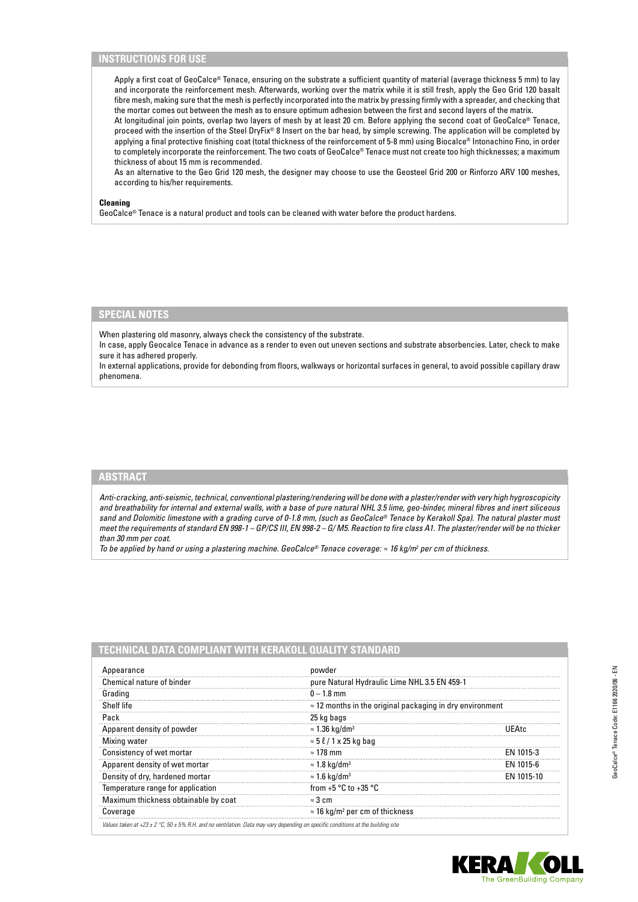## INSTRUCTIONS FOR USE

Apply a first coat of GeoCalce® Tenace, ensuring on the substrate a sufficient quantity of material (average thickness 5 mm) to lay and incorporate the reinforcement mesh. Afterwards, working over the matrix while it is still fresh, apply the Geo Grid 120 basalt fibre mesh, making sure that the mesh is perfectly incorporated into the matrix by pressing firmly with a spreader, and checking that the mortar comes out between the mesh as to ensure optimum adhesion between the first and second layers of the matrix.
At longitudinal join points, overlap two layers of mesh by at least 20 cm. Before applying the second coat of GeoCalce® Tenace, proceed with the insertion of the Steel DryFix® 8 Insert on the bar head, by simple screwing. The application will be completed by applying a final protective finishing coat (total thickness of the reinforcement of 5-8 mm) using Biocalce® Intonachino Fino, in order to completely incorporate the reinforcement. The two coats of GeoCalce® Tenace must not create too high thicknesses; a maximum thickness of about 15 mm is recommended.
As an alternative to the Geo Grid 120 mesh, the designer may choose to use the Geosteel Grid 200 or Rinforzo ARV 100 meshes, according to his/her requirements.

**Cleaning**
GeoCalce® Tenace is a natural product and tools can be cleaned with water before the product hardens.

## SPECIAL NOTES

When plastering old masonry, always check the consistency of the substrate.
In case, apply Geocalce Tenace in advance as a render to even out uneven sections and substrate absorbencies. Later, check to make sure it has adhered properly.
In external applications, provide for debonding from floors, walkways or horizontal surfaces in general, to avoid possible capillary draw phenomena.

## ABSTRACT

*Anti-cracking, anti-seismic, technical, conventional plastering/rendering will be done with a plaster/render with very high hygroscopicity and breathability for internal and external walls, with a base of pure natural NHL 3.5 lime, geo-binder, mineral fibres and inert siliceous sand and Dolomitic limestone with a grading curve of 0-1.8 mm, (such as GeoCalce® Tenace by Kerakoll Spa). The natural plaster must meet the requirements of standard EN 998-1 – GP/CS III, EN 998-2 – G/ M5. Reaction to fire class A1. The plaster/render will be no thicker than 30 mm per coat.*
*To be applied by hand or using a plastering machine. GeoCalce® Tenace coverage: ≈ 16 kg/m² per cm of thickness.*

## TECHNICAL DATA COMPLIANT WITH KERAKOLL QUALITY STANDARD

| | | |
|---|---|---|
| Appearance | powder | |
| Chemical nature of binder | pure Natural Hydraulic Lime NHL 3.5 EN 459-1 | |
| Grading | 0 – 1.8 mm | |
| Shelf life | ≈ 12 months in the original packaging in dry environment | |
| Pack | 25 kg bags | |
| Apparent density of powder | ≈ 1.36 kg/dm³ | UEAtc |
| Mixing water | ≈ 5 ℓ / 1 x 25 kg bag | |
| Consistency of wet mortar | ≈ 178 mm | EN 1015-3 |
| Apparent density of wet mortar | ≈ 1.8 kg/dm³ | EN 1015-6 |
| Density of dry, hardened mortar | ≈ 1.6 kg/dm³ | EN 1015-10 |
| Temperature range for application | from +5 °C to +35 °C | |
| Maximum thickness obtainable by coat | ≈ 3 cm | |
| Coverage | ≈ 16 kg/m² per cm of thickness | |

*Values taken at +23 ± 2 °C, 50 ± 5% R.H. and no ventilation. Data may vary depending on specific conditions at the building site*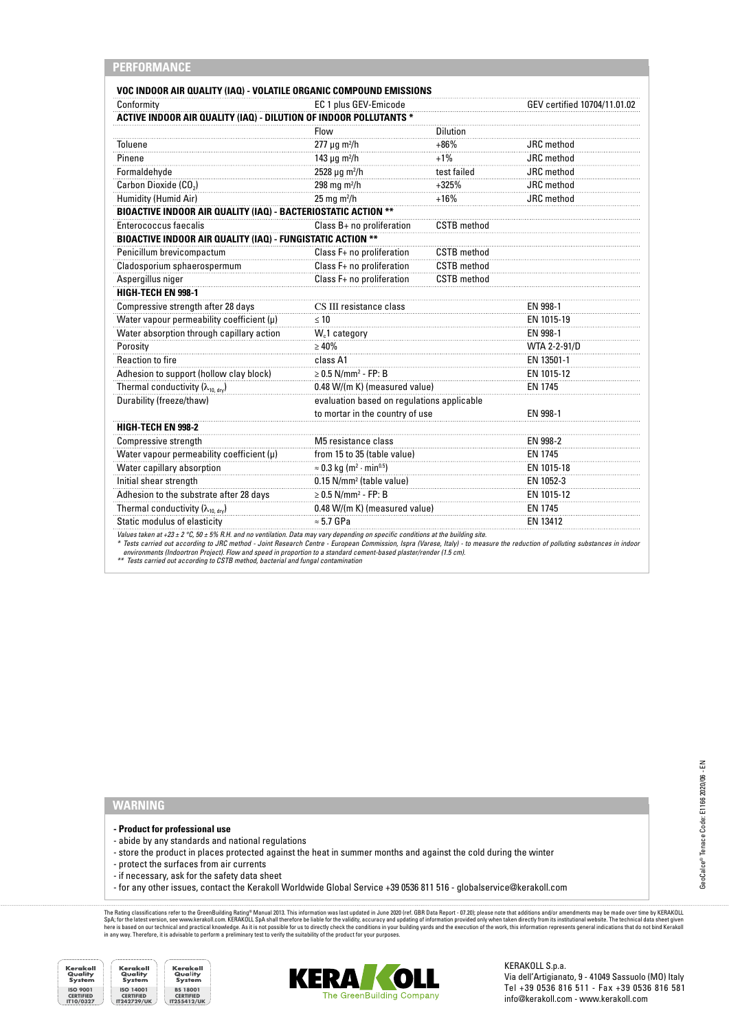## PERFORMANCE

| | | | |
|---|---|---|---|
| **VOC INDOOR AIR QUALITY (IAQ) - VOLATILE ORGANIC COMPOUND EMISSIONS** | | | |
| Conformity | EC 1 plus GEV-Emicode | | GEV certified 10704/11.01.02 |
| **ACTIVE INDOOR AIR QUALITY (IAQ) - DILUTION OF INDOOR POLLUTANTS *** | | | |
| | Flow | Dilution | |
| Toluene | 277 μg m²/h | +86% | JRC method |
| Pinene | 143 μg m²/h | +1% | JRC method |
| Formaldehyde | 2528 μg m²/h | test failed | JRC method |
| Carbon Dioxide ($CO_2$) | 298 mg m²/h | +325% | JRC method |
| Humidity (Humid Air) | 25 mg m²/h | +16% | JRC method |
| **BIOACTIVE INDOOR AIR QUALITY (IAQ) - BACTERIOSTATIC ACTION **** | | | |
| Enterococcus faecalis | Class B+ no proliferation | CSTB method | |
| **BIOACTIVE INDOOR AIR QUALITY (IAQ) - FUNGISTATIC ACTION **** | | | |
| Penicillum brevicompactum | Class F+ no proliferation | CSTB method | |
| Cladosporium sphaerospermum | Class F+ no proliferation | CSTB method | |
| Aspergillus niger | Class F+ no proliferation | CSTB method | |
| **HIGH-TECH EN 998-1** | | | |
| Compressive strength after 28 days | CS III resistance class | | EN 998-1 |
| Water vapour permeability coefficient (μ) | ≤ 10 | | EN 1015-19 |
| Water absorption through capillary action | $W_c$1 category | | EN 998-1 |
| Porosity | ≥ 40% | | WTA 2-2-91/D |
| Reaction to fire | class A1 | | EN 13501-1 |
| Adhesion to support (hollow clay block) | ≥ 0.5 N/mm² - FP: B | | EN 1015-12 |
| Thermal conductivity ($\lambda_{10, dry}$) | 0.48 W/(m K) (measured value) | | EN 1745 |
| Durability (freeze/thaw) | evaluation based on regulations applicable to mortar in the country of use | | EN 998-1 |
| **HIGH-TECH EN 998-2** | | | |
| Compressive strength | M5 resistance class | | EN 998-2 |
| Water vapour permeability coefficient (μ) | from 15 to 35 (table value) | | EN 1745 |
| Water capillary absorption | ≈ 0.3 kg ($m^2 \cdot min^{0.5}$) | | EN 1015-18 |
| Initial shear strength | 0.15 N/mm² (table value) | | EN 1052-3 |
| Adhesion to the substrate after 28 days | ≥ 0.5 N/mm² - FP: B | | EN 1015-12 |
| Thermal conductivity ($\lambda_{10, dry}$) | 0.48 W/(m K) (measured value) | | EN 1745 |
| Static modulus of elasticity | ≈ 5.7 GPa | | EN 13412 |

*Values taken at +23 ± 2 °C, 50 ± 5% R.H. and no ventilation. Data may vary depending on specific conditions at the building site.*

*\* Tests carried out according to JRC method - Joint Research Centre - European Commission, Ispra (Varese, Italy) - to measure the reduction of polluting substances in indoor environments (Indoortron Project). Flow and speed in proportion to a standard cement-based plaster/render (1.5 cm).*

*\*\* Tests carried out according to CSTB method, bacterial and fungal contamination*

## WARNING

- **Product for professional use**
- abide by any standards and national regulations
- store the product in places protected against the heat in summer months and against the cold during the winter
- protect the surfaces from air currents
- if necessary, ask for the safety data sheet
- for any other issues, contact the Kerakoll Worldwide Global Service +39 0536 811 516 - globalservice@kerakoll.com

The Rating classifications refer to the GreenBuilding Rating® Manual 2013. This information was last updated in June 2020 (ref. GBR Data Report - 07.20); please note that additions and/or amendments may be made over time by KERAKOLL SpA; for the latest version, see www.kerakoll.com. KERAKOLL SpA shall therefore be liable for the validity, accuracy and updating of information provided only when taken directly from its institutional website. The technical data sheet given here is based on our technical and practical knowledge. As it is not possible for us to directly check the conditions in your building yards and the execution of the work, this information represents general indications that do not bind Kerakoll in any way. Therefore, it is advisable to perform a preliminary test to verify the suitability of the product for your purposes.

GeoCalce® Tenace Code: E1166 2020/06 - EN

Kerakoll Quality System ISO 9001 CERTIFIED IT10/0327

Kerakoll Quality System ISO 14001 CERTIFIED IT242729/UK

Kerakoll Quality System BS 18001 CERTIFIED IT255412/UK

KERAKOLL The GreenBuilding Company

KERAKOLL S.p.a.
Via dell'Artigianato, 9 - 41049 Sassuolo (MO) Italy
Tel +39 0536 816 511 - Fax +39 0536 816 581
info@kerakoll.com - www.kerakoll.com